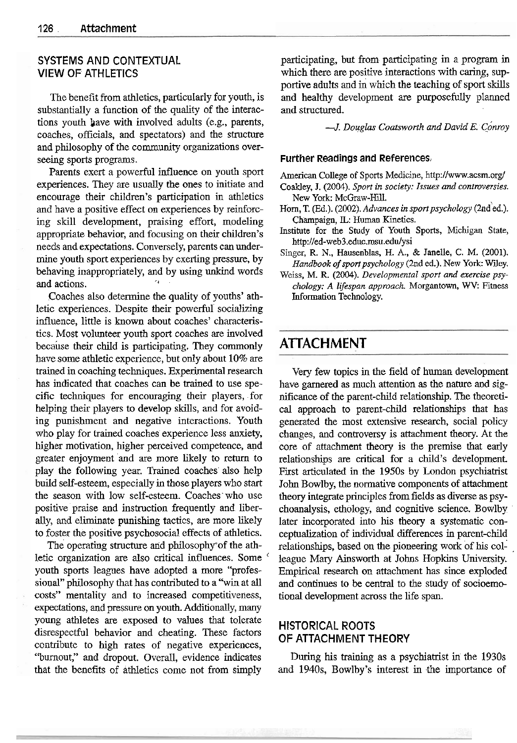## SYSTEMS AND CONTEXTUAL VIEW OF ATHLETICS

The benefit from athletics, particularly for youth, is substantially a function of the quality of the interactions youth have with involved adults (e.g., parents, coaches, officials, and spectators) and the structure and philosophy of the community organizations overseeing sports programs.

Parents exert a powerful influence on youth sport experiences. They are usually the ones to initiate and encourage their children's participation in athletics and have a positive effect on experiences by reinforcing skill development, praising effort, modeling appropriate behavior, and focusing on their children's needs and expectations. Conversely, parents can undermine youth sport experiences by exerting pressure, by behaving inappropriately, and by using unkind words and actions.

Coaches also determine the quality of youths' athletic experiences. Despite their powerful socializing influence, little is known about coaches' characteristics. Most volunteer youth sport coaches are involved because their child is participating. They commonly have some athletic experience, but only about 10% are trained in coaching techniques. Experimental research has indicated that coaches can be trained to use specific techniques for encouraging their players, for helping their players to develop skills, and for avoiding punishment and negative interactions. Youth who play for trained coaches experience less anxiety, higher motivation, higher perceived competence, and greater enjoyment and are more likely to return to play the following year. Trained coaches also help build self-esteem, especially in those players who start the season with low self-esteem. Coaches who use positive praise and instruction frequently and liberally, and eliminate punishing tactics, are more likely to foster the positive psychosocial effects of athletics.

The operating structure and philosophy of the athletic organization are also critical influences. Some youth sports leagues have adopted a more "professional" philosophy that has contributed to a "win at all costs" mentality and to increased competitiveness, expectations, and pressure on youth. Additionally, many young athletes are exposed to values that tolerate disrespectful behavior and cheating. These factors contribute to high rates of negative experiences, "burnout," and dropout. Overall, evidence indicates that the benefits of athletics come not from simply participating, but from participating in a program in which there are positive interactions with caring, supportive adults and in which the teaching of sport skills and healthy development are purposefully planned and structured.

*—J. Douglas Coatsworth and David E. Conroy*

### Further Readings and References

American College of Sports Medicine, http://www.acsm.org/

Coakley, J. (2004). *Sport in society: Issues and controversies.* New York: McGraw-Hill.

Horn, T. (Ed.). (2002). *Advances in sport psychology* (2nd ed.). Champaign, IL: Human Kinetics.

Institute for the Study of Youth Sports, Michigan State, http://ed-web3.educ.msu.edu/ysi

Singer, R. N., Hausenblas, H. A., & Janelle, C. M. (2001). *Handbook of sport psychology* (2nd ed.). New York: Wiley.

Weiss, M. R. (2004). *Developmental sport and exercise psychology: A lifespan approach.* Morgantown, WV: Fitness Information Technology.

# ATTACHMENT

Very few topics in the field of human development have garnered as much attention as the nature and significance of the parent-child relationship. The theoretical approach to parent-child relationships that has generated the most extensive research, social policy changes, and controversy is attachment theory. At the core of attachment theory is the premise that early relationships are critical for a child's development. First articulated in the 1950s by London psychiatrist John Bowlby, the normative components of attachment theory integrate principles from fields as diverse as psychoanalysis, ethology, and cognitive science. Bowlby later incorporated into his theory a systematic conceptualization of individual differences in parent-child relationships, based on the pioneering work of his colleague Mary Ainsworth at Johns Hopkins University. Empirical research on attachment has since exploded and continues to be central to the study of socioemotional development across the life span.

## HISTORICAL ROOTS OF ATTACHMENT THEORY

During his training as a psychiatrist in the 1930s and 1940s, Bowlby's interest in the importance of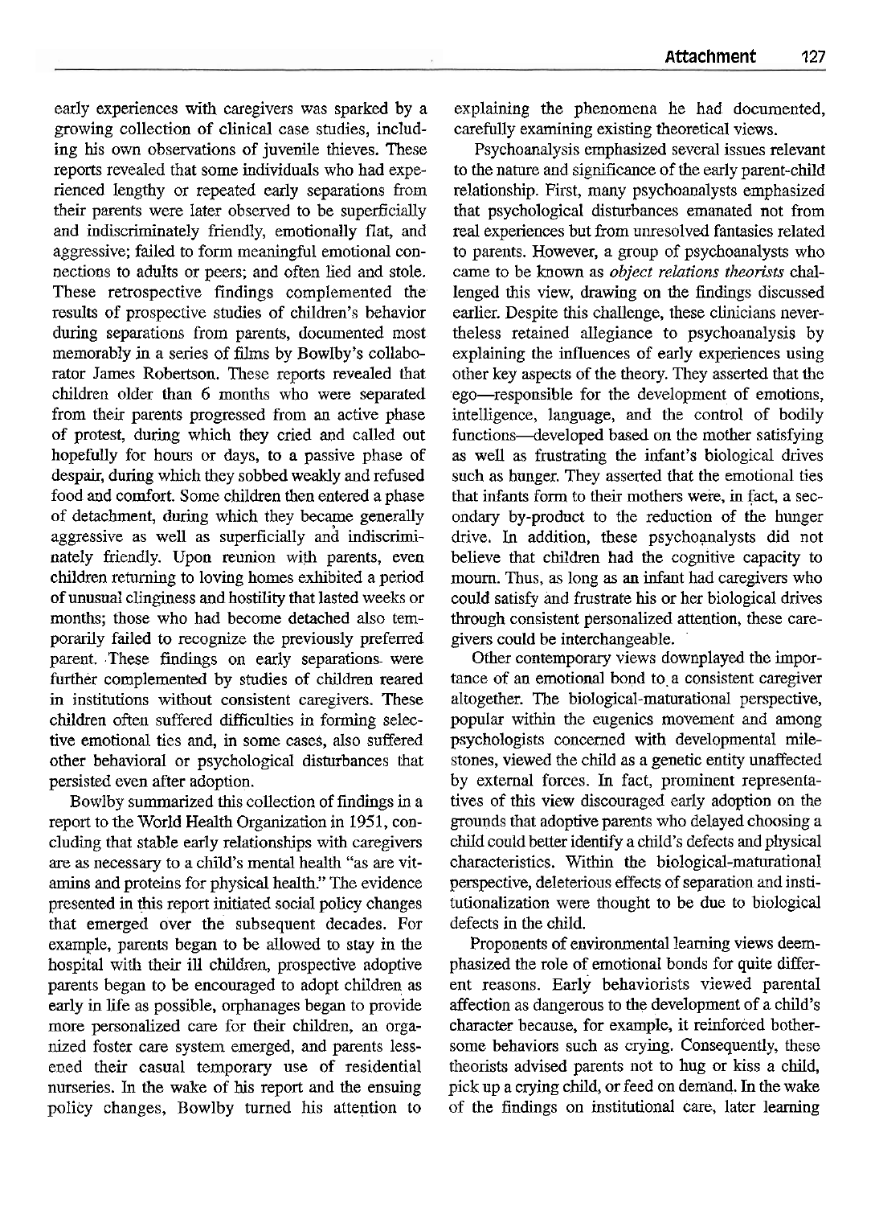early experiences with caregivers was sparked by a growing collection of clinical case studies, including his own observations of juvenile thieves. These reports revealed that some individuals who had experienced lengthy or repeated early separations from their parents were later observed to be superficially and indiscriminately friendly, emotionally flat, and aggressive; failed to form meaningful emotional connections to adults or peers; and often lied and stole. These retrospective findings complemented the results of prospective studies of children's behavior during separations from parents, documented most memorably in a series of films by Bowlby's collaborator James Robertson. These reports revealed that children older than 6 months who were separated from their parents progressed from an active phase of protest, during which they cried and called out hopefully for hours or days, to a passive phase of despair, during which they sobbed weakly and refused food and comfort. Some children then entered a phase of detachment, during which they became generally aggressive as well as superficially and indiscriminately friendly. Upon reunion with parents, even children returning to loving homes exhibited a period of unusual clinginess and hostility that lasted weeks or months; those who had become detached also temporarily failed to recognize the previously preferred parent. These findings on early separations were further complemented by studies of children reared in institutions without consistent caregivers. These children often suffered difficulties in forming selective emotional ties and, in some cases, also suffered other behavioral or psychological disturbances that persisted even after adoption.

Bowlby summarized this collection of findings in a report to the World Health Organization in 1951, concluding that stable early relationships with caregivers are as necessary to a child's mental health "as are vitamins and proteins for physical health." The evidence presented in this report initiated social policy changes that emerged over the subsequent decades. For example, parents began to be allowed to stay in the hospital with their ill children, prospective adoptive parents began to be encouraged to adopt children as early in life as possible, orphanages began to provide more personalized care for their children, an organized foster care system emerged, and parents lessened their casual temporary use of residential nurseries. In the wake of his report and the ensuing policy changes, Bowlby turned his attention to explaining the phenomena he had documented, carefully examining existing theoretical views.

Psychoanalysis emphasized several issues relevant to the nature and significance of the early parent-child relationship. First, many psychoanalysts emphasized that psychological disturbances emanated not from real experiences but from unresolved fantasies related to parents. However, a group of psychoanalysts who came to be known as *object relations theorists* challenged this view, drawing on the findings discussed earlier. Despite this challenge, these clinicians nevertheless retained allegiance to psychoanalysis by explaining the influences of early experiences using other key aspects of the theory. They asserted that the ego—responsible for the development of emotions, intelligence, language, and the control of bodily functions—developed based on the mother satisfying as well as frustrating the infant's biological drives such as hunger. They asserted that the emotional ties that infants form to their mothers were, in fact, a secondary by-product to the reduction of the hunger drive. In addition, these psychoanalysts did not believe that children had the cognitive capacity to mourn. Thus, as long as an infant had caregivers who could satisfy and frustrate his or her biological drives through consistent personalized attention, these caregivers could be interchangeable.

Other contemporary views downplayed the importance of an emotional bond to a consistent caregiver altogether. The biological-maturational perspective, popular within the eugenics movement and among psychologists concerned with developmental milestones, viewed the child as a genetic entity unaffected by external forces. In fact, prominent representatives of this view discouraged early adoption on the grounds that adoptive parents who delayed choosing a child could better identify a child's defects and physical characteristics. Within the biological-maturational perspective, deleterious effects of separation and institutionalization were thought to be due to biological defects in the child.

Proponents of environmental learning views deemphasized the role of emotional bonds for quite different reasons. Early behaviorists viewed parental affection as dangerous to the development of a child's character because, for example, it reinforced bothersome behaviors such as crying. Consequently, these theorists advised parents not to hug or kiss a child, pick up a crying child, or feed on demand. In the wake of the findings on institutional care, later learning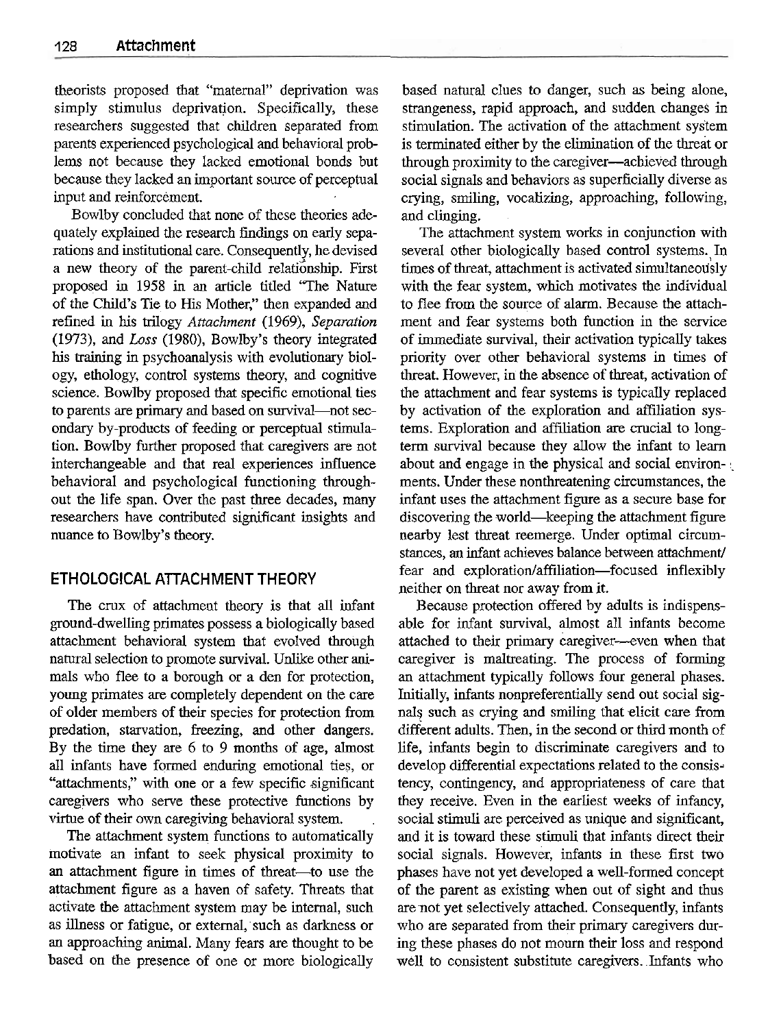theorists proposed that "maternal" deprivation was simply stimulus deprivation. Specifically, these researchers suggested that children separated from parents experienced psychological and behavioral problems not because they lacked emotional bonds but because they lacked an important source of perceptual input and reinforcement.

Bowlby concluded that none of these theories adequately explained the research findings on early separations and institutional care. Consequently, he devised a new theory of the parent-child relationship. First proposed in 1958 in an article titled "The Nature of the Child's Tie to His Mother," then expanded and refined in his trilogy *Attachment* (1969), *Separation* (1973), and *Loss* (1980), Bowlby's theory integrated his training in psychoanalysis with evolutionary biology, ethology, control systems theory, and cognitive science. Bowlby proposed that specific emotional ties to parents are primary and based on survival—not secondary by-products of feeding or perceptual stimulation. Bowlby further proposed that caregivers are not interchangeable and that real experiences influence behavioral and psychological functioning throughout the life span. Over the past three decades, many researchers have contributed significant insights and nuance to Bowlby's theory.

## ETHOLOGICAL ATTACHMENT THEORY

The crux of attachment theory is that all infant ground-dwelling primates possess a biologically based attachment behavioral system that evolved through natural selection to promote survival. Unlike other animals who flee to a borough or a den for protection, young primates are completely dependent on the care of older members of their species for protection from predation, starvation, freezing, and other dangers. By the time they are 6 to 9 months of age, almost all infants have formed enduring emotional ties, or "attachments," with one or a few specific significant caregivers who serve these protective functions by virtue of their own caregiving behavioral system.

The attachment system functions to automatically motivate an infant to seek physical proximity to an attachment figure in times of threat—to use the attachment figure as a haven of safety. Threats that activate the attachment system may be internal, such as illness or fatigue, or external, such as darkness or an approaching animal. Many fears are thought to be based on the presence of one or more biologically based natural clues to danger, such as being alone, strangeness, rapid approach, and sudden changes in stimulation. The activation of the attachment system is terminated either by the elimination of the threat or through proximity to the caregiver—achieved through social signals and behaviors as superficially diverse as crying, smiling, vocalizing, approaching, following, and clinging.

The attachment system works in conjunction with several other biologically based control systems. In times of threat, attachment is activated simultaneously with the fear system, which motivates the individual to flee from the source of alarm. Because the attachment and fear systems both function in the service of immediate survival, their activation typically takes priority over other behavioral systems in times of threat. However, in the absence of threat, activation of the attachment and fear systems is typically replaced by activation of the exploration and affiliation systems. Exploration and affiliation are crucial to long-term survival because they allow the infant to learn about and engage in the physical and social environments. Under these nonthreatening circumstances, the infant uses the attachment figure as a secure base for discovering the world—keeping the attachment figure nearby lest threat reemerge. Under optimal circumstances, an infant achieves balance between attachment/fear and exploration/affiliation—focused inflexibly neither on threat nor away from it.

Because protection offered by adults is indispensable for infant survival, almost all infants become attached to their primary caregiver—even when that caregiver is maltreating. The process of forming an attachment typically follows four general phases. Initially, infants nonpreferentially send out social signals such as crying and smiling that elicit care from different adults. Then, in the second or third month of life, infants begin to discriminate caregivers and to develop differential expectations related to the consistency, contingency, and appropriateness of care that they receive. Even in the earliest weeks of infancy, social stimuli are perceived as unique and significant, and it is toward these stimuli that infants direct their social signals. However, infants in these first two phases have not yet developed a well-formed concept of the parent as existing when out of sight and thus are not yet selectively attached. Consequently, infants who are separated from their primary caregivers during these phases do not mourn their loss and respond well to consistent substitute caregivers. Infants who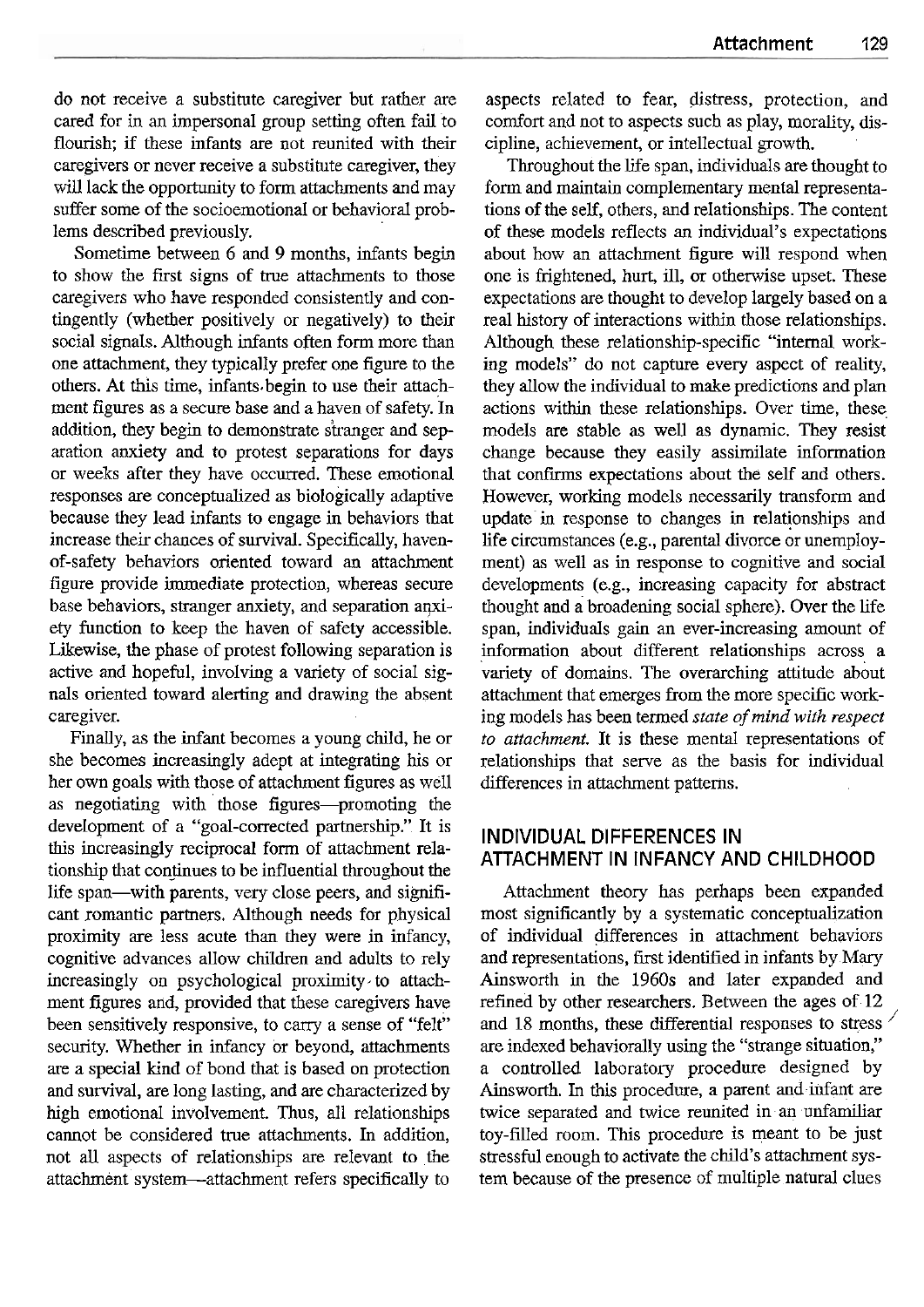do not receive a substitute caregiver but rather are cared for in an impersonal group setting often fail to flourish; if these infants are not reunited with their caregivers or never receive a substitute caregiver, they will lack the opportunity to form attachments and may suffer some of the socioemotional or behavioral problems described previously.

Sometime between 6 and 9 months, infants begin to show the first signs of true attachments to those caregivers who have responded consistently and contingently (whether positively or negatively) to their social signals. Although infants often form more than one attachment, they typically prefer one figure to the others. At this time, infants begin to use their attachment figures as a secure base and a haven of safety. In addition, they begin to demonstrate stranger and separation anxiety and to protest separations for days or weeks after they have occurred. These emotional responses are conceptualized as biologically adaptive because they lead infants to engage in behaviors that increase their chances of survival. Specifically, haven-of-safety behaviors oriented toward an attachment figure provide immediate protection, whereas secure base behaviors, stranger anxiety, and separation anxiety function to keep the haven of safety accessible. Likewise, the phase of protest following separation is active and hopeful, involving a variety of social signals oriented toward alerting and drawing the absent caregiver.

Finally, as the infant becomes a young child, he or she becomes increasingly adept at integrating his or her own goals with those of attachment figures as well as negotiating with those figures—promoting the development of a "goal-corrected partnership." It is this increasingly reciprocal form of attachment relationship that continues to be influential throughout the life span—with parents, very close peers, and significant romantic partners. Although needs for physical proximity are less acute than they were in infancy, cognitive advances allow children and adults to rely increasingly on psychological proximity to attachment figures and, provided that these caregivers have been sensitively responsive, to carry a sense of "felt" security. Whether in infancy or beyond, attachments are a special kind of bond that is based on protection and survival, are long lasting, and are characterized by high emotional involvement. Thus, all relationships cannot be considered true attachments. In addition, not all aspects of relationships are relevant to the attachment system—attachment refers specifically to aspects related to fear, distress, protection, and comfort and not to aspects such as play, morality, discipline, achievement, or intellectual growth.

Throughout the life span, individuals are thought to form and maintain complementary mental representations of the self, others, and relationships. The content of these models reflects an individual's expectations about how an attachment figure will respond when one is frightened, hurt, ill, or otherwise upset. These expectations are thought to develop largely based on a real history of interactions within those relationships. Although these relationship-specific "internal working models" do not capture every aspect of reality, they allow the individual to make predictions and plan actions within these relationships. Over time, these models are stable as well as dynamic. They resist change because they easily assimilate information that confirms expectations about the self and others. However, working models necessarily transform and update in response to changes in relationships and life circumstances (e.g., parental divorce or unemployment) as well as in response to cognitive and social developments (e.g., increasing capacity for abstract thought and a broadening social sphere). Over the life span, individuals gain an ever-increasing amount of information about different relationships across a variety of domains. The overarching attitude about attachment that emerges from the more specific working models has been termed *state of mind with respect to attachment*. It is these mental representations of relationships that serve as the basis for individual differences in attachment patterns.

## INDIVIDUAL DIFFERENCES IN ATTACHMENT IN INFANCY AND CHILDHOOD

Attachment theory has perhaps been expanded most significantly by a systematic conceptualization of individual differences in attachment behaviors and representations, first identified in infants by Mary Ainsworth in the 1960s and later expanded and refined by other researchers. Between the ages of 12 and 18 months, these differential responses to stress are indexed behaviorally using the "strange situation," a controlled laboratory procedure designed by Ainsworth. In this procedure, a parent and infant are twice separated and twice reunited in an unfamiliar toy-filled room. This procedure is meant to be just stressful enough to activate the child's attachment system because of the presence of multiple natural clues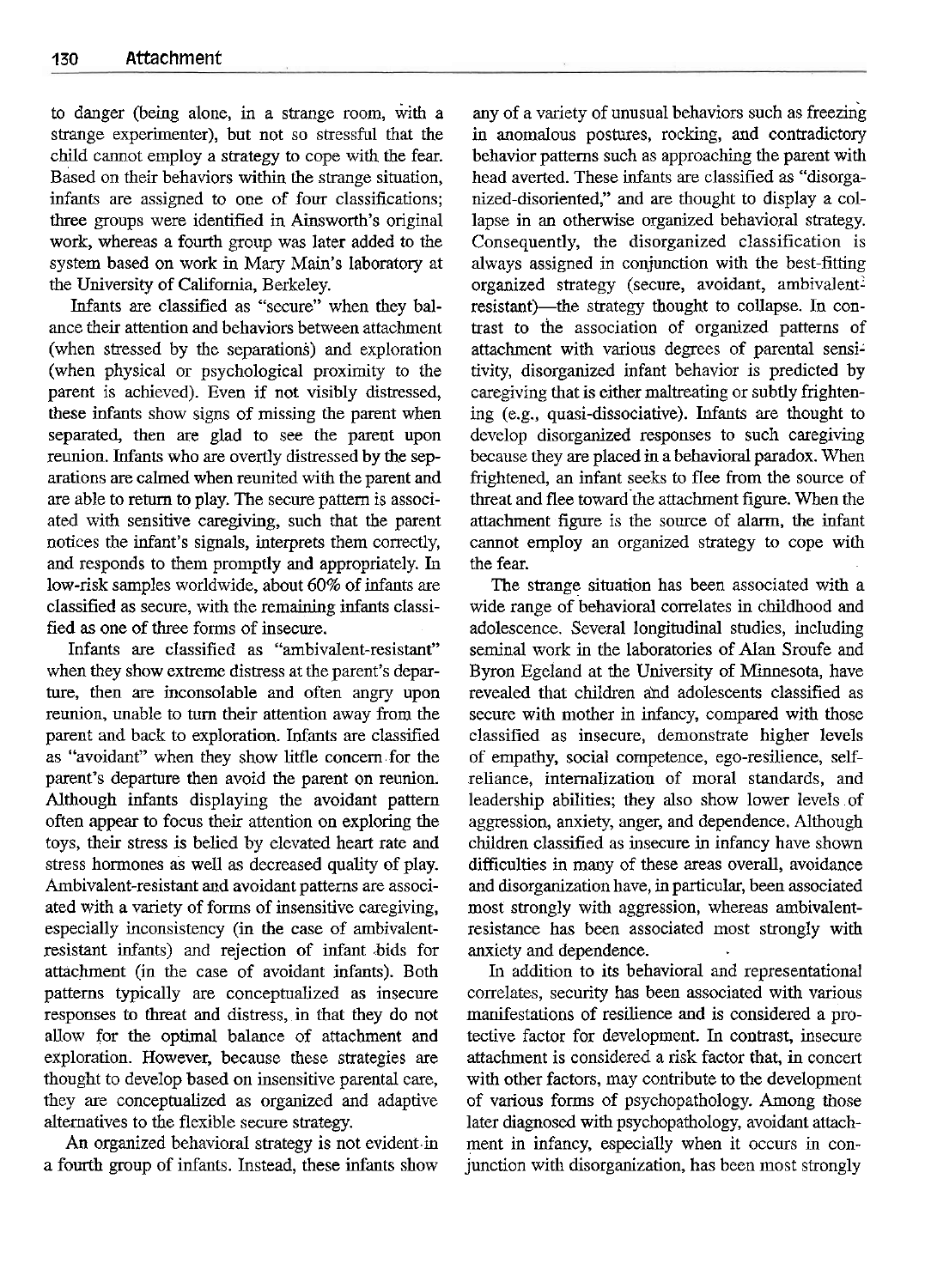to danger (being alone, in a strange room, with a strange experimenter), but not so stressful that the child cannot employ a strategy to cope with the fear. Based on their behaviors within the strange situation, infants are assigned to one of four classifications; three groups were identified in Ainsworth's original work, whereas a fourth group was later added to the system based on work in Mary Main's laboratory at the University of California, Berkeley.

Infants are classified as "secure" when they balance their attention and behaviors between attachment (when stressed by the separations) and exploration (when physical or psychological proximity to the parent is achieved). Even if not visibly distressed, these infants show signs of missing the parent when separated, then are glad to see the parent upon reunion. Infants who are overtly distressed by the separations are calmed when reunited with the parent and are able to return to play. The secure pattern is associated with sensitive caregiving, such that the parent notices the infant's signals, interprets them correctly, and responds to them promptly and appropriately. In low-risk samples worldwide, about 60% of infants are classified as secure, with the remaining infants classified as one of three forms of insecure.

Infants are classified as "ambivalent-resistant" when they show extreme distress at the parent's departure, then are inconsolable and often angry upon reunion, unable to turn their attention away from the parent and back to exploration. Infants are classified as "avoidant" when they show little concern for the parent's departure then avoid the parent on reunion. Although infants displaying the avoidant pattern often appear to focus their attention on exploring the toys, their stress is belied by elevated heart rate and stress hormones as well as decreased quality of play. Ambivalent-resistant and avoidant patterns are associated with a variety of forms of insensitive caregiving, especially inconsistency (in the case of ambivalent-resistant infants) and rejection of infant bids for attachment (in the case of avoidant infants). Both patterns typically are conceptualized as insecure responses to threat and distress, in that they do not allow for the optimal balance of attachment and exploration. However, because these strategies are thought to develop based on insensitive parental care, they are conceptualized as organized and adaptive alternatives to the flexible secure strategy.

An organized behavioral strategy is not evident in a fourth group of infants. Instead, these infants show any of a variety of unusual behaviors such as freezing in anomalous postures, rocking, and contradictory behavior patterns such as approaching the parent with head averted. These infants are classified as "disorganized-disoriented," and are thought to display a collapse in an otherwise organized behavioral strategy. Consequently, the disorganized classification is always assigned in conjunction with the best-fitting organized strategy (secure, avoidant, ambivalent-resistant)—the strategy thought to collapse. In contrast to the association of organized patterns of attachment with various degrees of parental sensitivity, disorganized infant behavior is predicted by caregiving that is either maltreating or subtly frightening (e.g., quasi-dissociative). Infants are thought to develop disorganized responses to such caregiving because they are placed in a behavioral paradox. When frightened, an infant seeks to flee from the source of threat and flee toward the attachment figure. When the attachment figure is the source of alarm, the infant cannot employ an organized strategy to cope with the fear.

The strange situation has been associated with a wide range of behavioral correlates in childhood and adolescence. Several longitudinal studies, including seminal work in the laboratories of Alan Sroufe and Byron Egeland at the University of Minnesota, have revealed that children and adolescents classified as secure with mother in infancy, compared with those classified as insecure, demonstrate higher levels of empathy, social competence, ego-resilience, self-reliance, internalization of moral standards, and leadership abilities; they also show lower levels of aggression, anxiety, anger, and dependence. Although children classified as insecure in infancy have shown difficulties in many of these areas overall, avoidance and disorganization have, in particular, been associated most strongly with aggression, whereas ambivalent-resistance has been associated most strongly with anxiety and dependence.

In addition to its behavioral and representational correlates, security has been associated with various manifestations of resilience and is considered a protective factor for development. In contrast, insecure attachment is considered a risk factor that, in concert with other factors, may contribute to the development of various forms of psychopathology. Among those later diagnosed with psychopathology, avoidant attachment in infancy, especially when it occurs in conjunction with disorganization, has been most strongly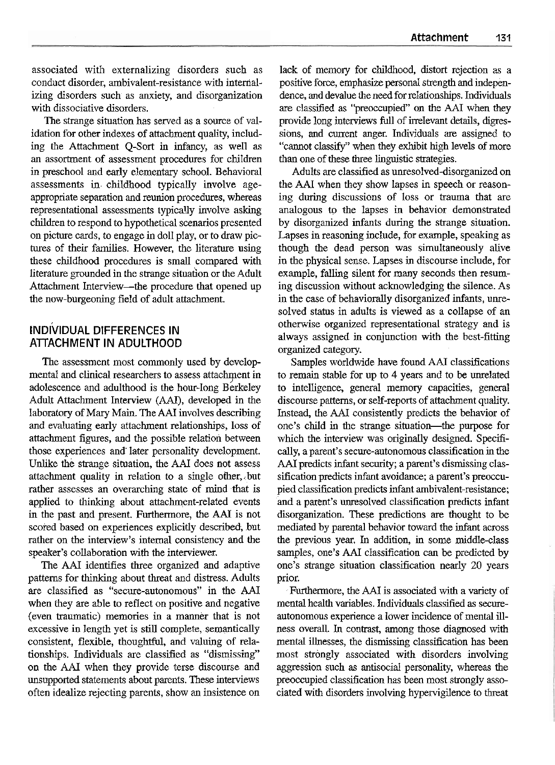associated with externalizing disorders such as conduct disorder, ambivalent-resistance with internalizing disorders such as anxiety, and disorganization with dissociative disorders.

The strange situation has served as a source of validation for other indexes of attachment quality, including the Attachment Q-Sort in infancy, as well as an assortment of assessment procedures for children in preschool and early elementary school. Behavioral assessments in childhood typically involve age-appropriate separation and reunion procedures, whereas representational assessments typically involve asking children to respond to hypothetical scenarios presented on picture cards, to engage in doll play, or to draw pictures of their families. However, the literature using these childhood procedures is small compared with literature grounded in the strange situation or the Adult Attachment Interview—the procedure that opened up the now-burgeoning field of adult attachment.

## INDIVIDUAL DIFFERENCES IN ATTACHMENT IN ADULTHOOD

The assessment most commonly used by developmental and clinical researchers to assess attachment in adolescence and adulthood is the hour-long Berkeley Adult Attachment Interview (AAI), developed in the laboratory of Mary Main. The AAI involves describing and evaluating early attachment relationships, loss of attachment figures, and the possible relation between those experiences and later personality development. Unlike the strange situation, the AAI does not assess attachment quality in relation to a single other, but rather assesses an overarching state of mind that is applied to thinking about attachment-related events in the past and present. Furthermore, the AAI is not scored based on experiences explicitly described, but rather on the interview's internal consistency and the speaker's collaboration with the interviewer.

The AAI identifies three organized and adaptive patterns for thinking about threat and distress. Adults are classified as "secure-autonomous" in the AAI when they are able to reflect on positive and negative (even traumatic) memories in a manner that is not excessive in length yet is still complete, semantically consistent, flexible, thoughtful, and valuing of relationships. Individuals are classified as "dismissing" on the AAI when they provide terse discourse and unsupported statements about parents. These interviews often idealize rejecting parents, show an insistence on lack of memory for childhood, distort rejection as a positive force, emphasize personal strength and independence, and devalue the need for relationships. Individuals are classified as "preoccupied" on the AAI when they provide long interviews full of irrelevant details, digressions, and current anger. Individuals are assigned to "cannot classify" when they exhibit high levels of more than one of these three linguistic strategies.

Adults are classified as unresolved-disorganized on the AAI when they show lapses in speech or reasoning during discussions of loss or trauma that are analogous to the lapses in behavior demonstrated by disorganized infants during the strange situation. Lapses in reasoning include, for example, speaking as though the dead person was simultaneously alive in the physical sense. Lapses in discourse include, for example, falling silent for many seconds then resuming discussion without acknowledging the silence. As in the case of behaviorally disorganized infants, unresolved status in adults is viewed as a collapse of an otherwise organized representational strategy and is always assigned in conjunction with the best-fitting organized category.

Samples worldwide have found AAI classifications to remain stable for up to 4 years and to be unrelated to intelligence, general memory capacities, general discourse patterns, or self-reports of attachment quality. Instead, the AAI consistently predicts the behavior of one's child in the strange situation—the purpose for which the interview was originally designed. Specifically, a parent's secure-autonomous classification in the AAI predicts infant security; a parent's dismissing classification predicts infant avoidance; a parent's preoccupied classification predicts infant ambivalent-resistance; and a parent's unresolved classification predicts infant disorganization. These predictions are thought to be mediated by parental behavior toward the infant across the previous year. In addition, in some middle-class samples, one's AAI classification can be predicted by one's strange situation classification nearly 20 years prior.

Furthermore, the AAI is associated with a variety of mental health variables. Individuals classified as secure-autonomous experience a lower incidence of mental illness overall. In contrast, among those diagnosed with mental illnesses, the dismissing classification has been most strongly associated with disorders involving aggression such as antisocial personality, whereas the preoccupied classification has been most strongly associated with disorders involving hypervigilence to threat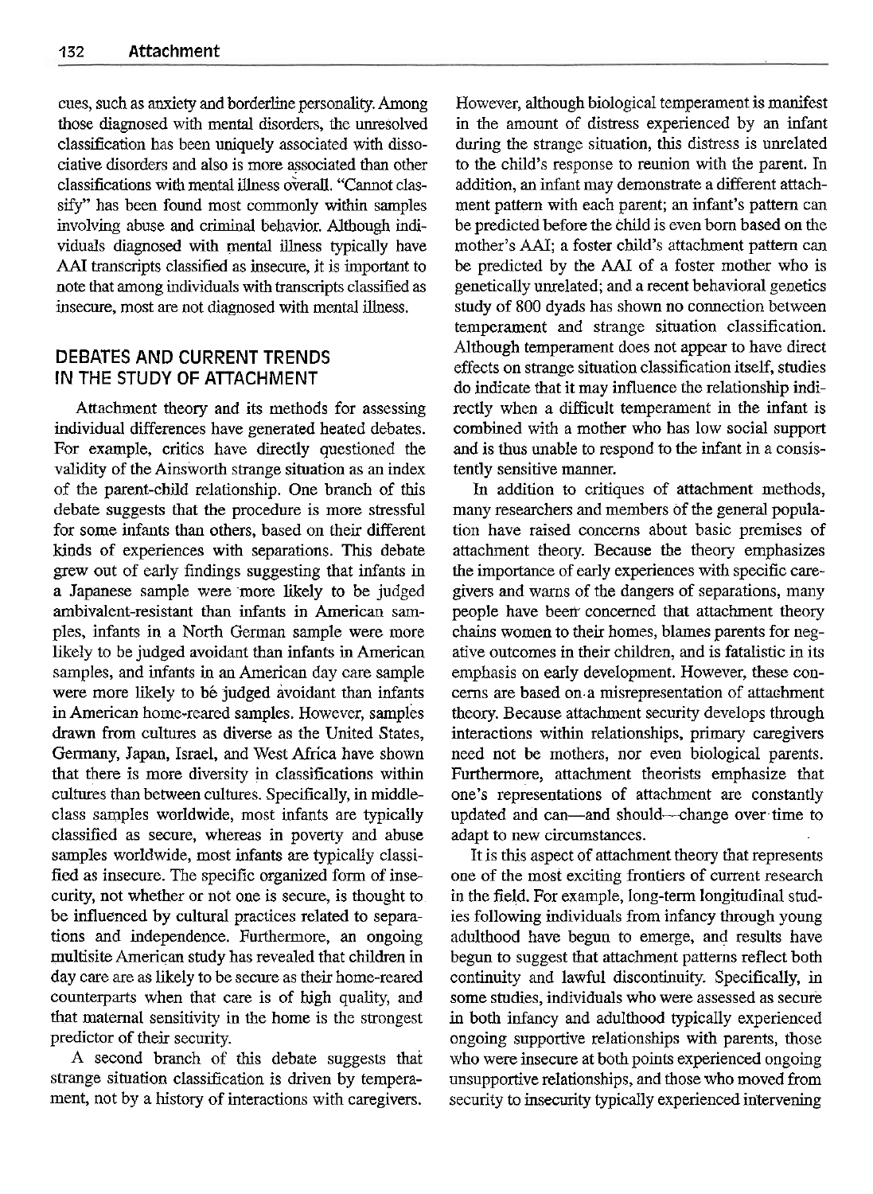cues, such as anxiety and borderline personality. Among those diagnosed with mental disorders, the unresolved classification has been uniquely associated with dissociative disorders and also is more associated than other classifications with mental illness overall. "Cannot classify" has been found most commonly within samples involving abuse and criminal behavior. Although individuals diagnosed with mental illness typically have AAI transcripts classified as insecure, it is important to note that among individuals with transcripts classified as insecure, most are not diagnosed with mental illness.

## DEBATES AND CURRENT TRENDS IN THE STUDY OF ATTACHMENT

Attachment theory and its methods for assessing individual differences have generated heated debates. For example, critics have directly questioned the validity of the Ainsworth strange situation as an index of the parent-child relationship. One branch of this debate suggests that the procedure is more stressful for some infants than others, based on their different kinds of experiences with separations. This debate grew out of early findings suggesting that infants in a Japanese sample were more likely to be judged ambivalent-resistant than infants in American samples, infants in a North German sample were more likely to be judged avoidant than infants in American samples, and infants in an American day care sample were more likely to be judged avoidant than infants in American home-reared samples. However, samples drawn from cultures as diverse as the United States, Germany, Japan, Israel, and West Africa have shown that there is more diversity in classifications within cultures than between cultures. Specifically, in middle-class samples worldwide, most infants are typically classified as secure, whereas in poverty and abuse samples worldwide, most infants are typically classified as insecure. The specific organized form of insecurity, not whether or not one is secure, is thought to be influenced by cultural practices related to separations and independence. Furthermore, an ongoing multisite American study has revealed that children in day care are as likely to be secure as their home-reared counterparts when that care is of high quality, and that maternal sensitivity in the home is the strongest predictor of their security.

A second branch of this debate suggests that strange situation classification is driven by temperament, not by a history of interactions with caregivers. However, although biological temperament is manifest in the amount of distress experienced by an infant during the strange situation, this distress is unrelated to the child's response to reunion with the parent. In addition, an infant may demonstrate a different attachment pattern with each parent; an infant's pattern can be predicted before the child is even born based on the mother's AAI; a foster child's attachment pattern can be predicted by the AAI of a foster mother who is genetically unrelated; and a recent behavioral genetics study of 800 dyads has shown no connection between temperament and strange situation classification. Although temperament does not appear to have direct effects on strange situation classification itself, studies do indicate that it may influence the relationship indirectly when a difficult temperament in the infant is combined with a mother who has low social support and is thus unable to respond to the infant in a consistently sensitive manner.

In addition to critiques of attachment methods, many researchers and members of the general population have raised concerns about basic premises of attachment theory. Because the theory emphasizes the importance of early experiences with specific caregivers and warns of the dangers of separations, many people have been concerned that attachment theory chains women to their homes, blames parents for negative outcomes in their children, and is fatalistic in its emphasis on early development. However, these concerns are based on a misrepresentation of attachment theory. Because attachment security develops through interactions within relationships, primary caregivers need not be mothers, nor even biological parents. Furthermore, attachment theorists emphasize that one's representations of attachment are constantly updated and can—and should—change over time to adapt to new circumstances.

It is this aspect of attachment theory that represents one of the most exciting frontiers of current research in the field. For example, long-term longitudinal studies following individuals from infancy through young adulthood have begun to emerge, and results have begun to suggest that attachment patterns reflect both continuity and lawful discontinuity. Specifically, in some studies, individuals who were assessed as secure in both infancy and adulthood typically experienced ongoing supportive relationships with parents, those who were insecure at both points experienced ongoing unsupportive relationships, and those who moved from security to insecurity typically experienced intervening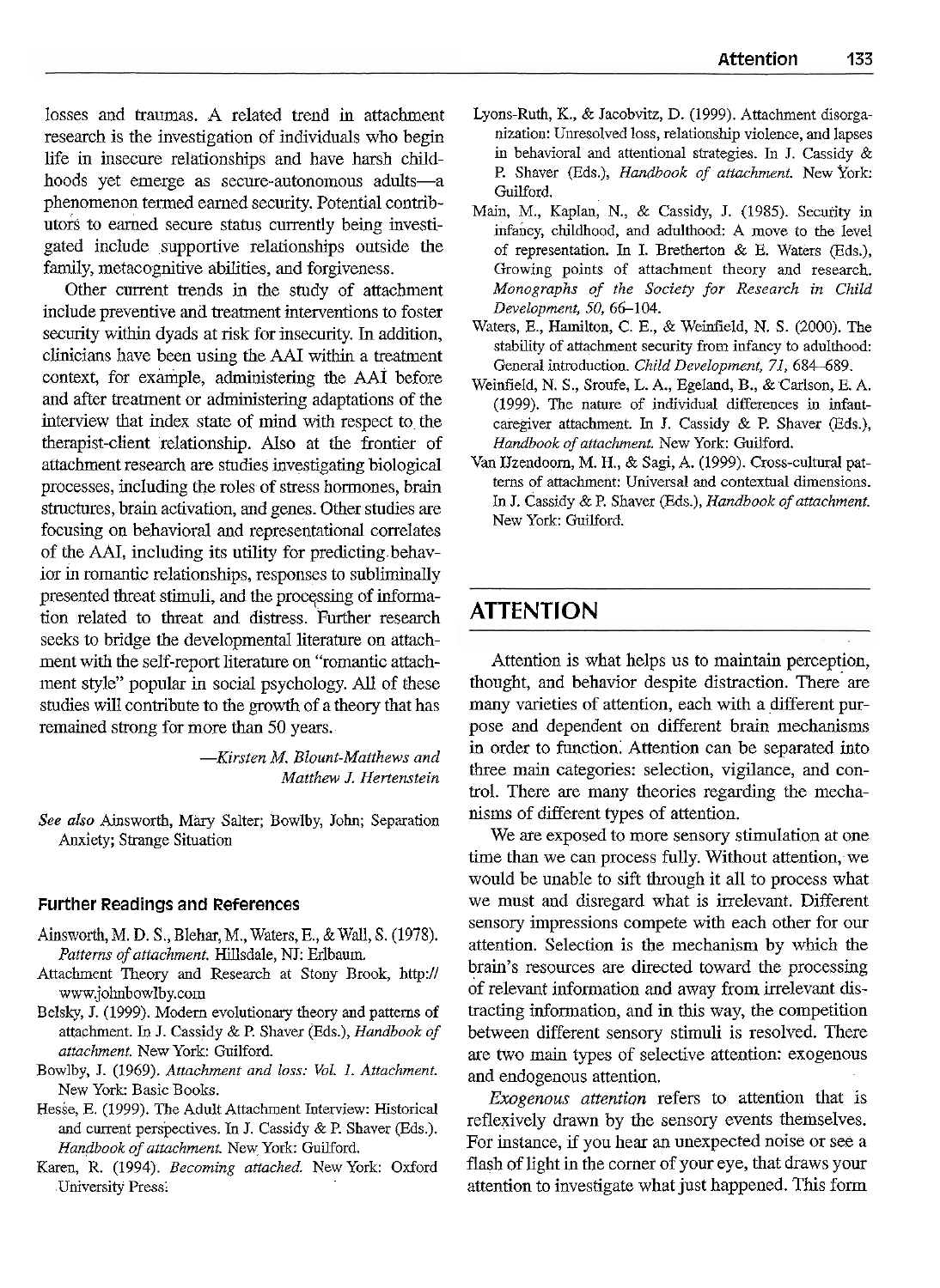losses and traumas. A related trend in attachment research is the investigation of individuals who begin life in insecure relationships and have harsh childhoods yet emerge as secure-autonomous adults—a phenomenon termed earned security. Potential contributors to earned secure status currently being investigated include supportive relationships outside the family, metacognitive abilities, and forgiveness.

Other current trends in the study of attachment include preventive and treatment interventions to foster security within dyads at risk for insecurity. In addition, clinicians have been using the AAI within a treatment context, for example, administering the AAI before and after treatment or administering adaptations of the interview that index state of mind with respect to the therapist-client relationship. Also at the frontier of attachment research are studies investigating biological processes, including the roles of stress hormones, brain structures, brain activation, and genes. Other studies are focusing on behavioral and representational correlates of the AAI, including its utility for predicting behavior in romantic relationships, responses to subliminally presented threat stimuli, and the processing of information related to threat and distress. Further research seeks to bridge the developmental literature on attachment with the self-report literature on "romantic attachment style" popular in social psychology. All of these studies will contribute to the growth of a theory that has remained strong for more than 50 years.

—*Kirsten M. Blount-Matthews and Matthew J. Hertenstein*

*See also* Ainsworth, Mary Salter; Bowlby, John; Separation Anxiety; Strange Situation

### Further Readings and References

Ainsworth, M. D. S., Blehar, M., Waters, E., & Wall, S. (1978). *Patterns of attachment.* Hillsdale, NJ: Erlbaum.

Attachment Theory and Research at Stony Brook, http://www.johnbowlby.com

Belsky, J. (1999). Modern evolutionary theory and patterns of attachment. In J. Cassidy & P. Shaver (Eds.), *Handbook of attachment.* New York: Guilford.

Bowlby, J. (1969). *Attachment and loss: Vol. 1. Attachment.* New York: Basic Books.

Hesse, E. (1999). The Adult Attachment Interview: Historical and current perspectives. In J. Cassidy & P. Shaver (Eds.). *Handbook of attachment.* New York: Guilford.

Karen, R. (1994). *Becoming attached.* New York: Oxford University Press.

Lyons-Ruth, K., & Jacobvitz, D. (1999). Attachment disorganization: Unresolved loss, relationship violence, and lapses in behavioral and attentional strategies. In J. Cassidy & P. Shaver (Eds.), *Handbook of attachment.* New York: Guilford.

Main, M., Kaplan, N., & Cassidy, J. (1985). Security in infancy, childhood, and adulthood: A move to the level of representation. In I. Bretherton & E. Waters (Eds.), Growing points of attachment theory and research. *Monographs of the Society for Research in Child Development, 50,* 66–104.

Waters, E., Hamilton, C. E., & Weinfield, N. S. (2000). The stability of attachment security from infancy to adulthood: General introduction. *Child Development, 71,* 684–689.

Weinfield, N. S., Sroufe, L. A., Egeland, B., & Carlson, E. A. (1999). The nature of individual differences in infant-caregiver attachment. In J. Cassidy & P. Shaver (Eds.), *Handbook of attachment.* New York: Guilford.

Van IJzendoorn, M. H., & Sagi, A. (1999). Cross-cultural patterns of attachment: Universal and contextual dimensions. In J. Cassidy & P. Shaver (Eds.), *Handbook of attachment.* New York: Guilford.

## ATTENTION

Attention is what helps us to maintain perception, thought, and behavior despite distraction. There are many varieties of attention, each with a different purpose and dependent on different brain mechanisms in order to function. Attention can be separated into three main categories: selection, vigilance, and control. There are many theories regarding the mechanisms of different types of attention.

We are exposed to more sensory stimulation at one time than we can process fully. Without attention, we would be unable to sift through it all to process what we must and disregard what is irrelevant. Different sensory impressions compete with each other for our attention. Selection is the mechanism by which the brain's resources are directed toward the processing of relevant information and away from irrelevant distracting information, and in this way, the competition between different sensory stimuli is resolved. There are two main types of selective attention: exogenous and endogenous attention.

*Exogenous attention* refers to attention that is reflexively drawn by the sensory events themselves. For instance, if you hear an unexpected noise or see a flash of light in the corner of your eye, that draws your attention to investigate what just happened. This form